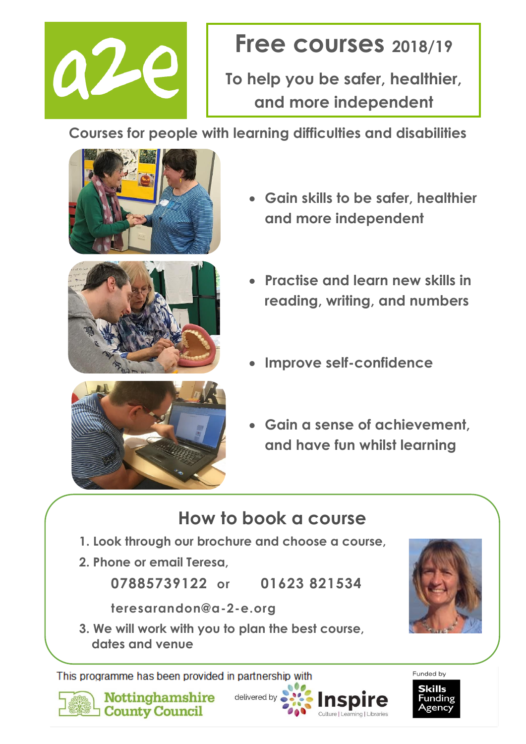a2e

# Free courses 2018/19

To help you be safer, healthier, and more independent

## Courses for people with learning difficulties and disabilities

- Gain skills to be safer, healthier and more independent
- Practise and learn new skills in reading, writing, and numbers
- Improve self-confidence
- Gain a sense of achievement, and have fun whilst learning

## How to book a course

1. Look through our brochure and choose a course,
2. Phone or email Teresa,

   07885739122 or 01623 821534

   teresarandon@a-2-e.org
3. We will work with you to plan the best course, dates and venue

This programme has been provided in partnership with

Nottinghamshire County Council

delivered by Inspire Culture | Learning | Libraries

Funded by Skills Funding Agency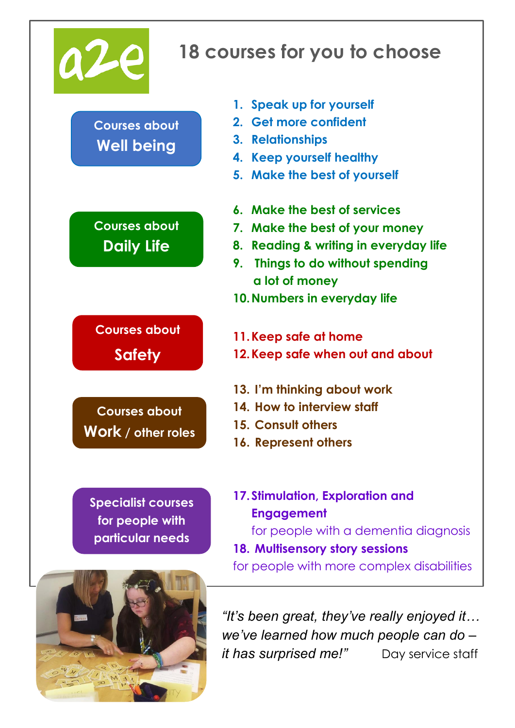a2e

# 18 courses for you to choose

## Courses about Well being

1. Speak up for yourself
2. Get more confident
3. Relationships
4. Keep yourself healthy
5. Make the best of yourself

## Courses about Daily Life

6. Make the best of services
7. Make the best of your money
8. Reading & writing in everyday life
9. Things to do without spending a lot of money
10. Numbers in everyday life

## Courses about Safety

11. Keep safe at home
12. Keep safe when out and about

## Courses about Work / other roles

13. I'm thinking about work
14. How to interview staff
15. Consult others
16. Represent others

## Specialist courses for people with particular needs

17. **Stimulation, Exploration and Engagement** for people with a dementia diagnosis
18. **Multisensory story sessions** for people with more complex disabilities

*"It's been great, they've really enjoyed it… we've learned how much people can do – it has surprised me!"* Day service staff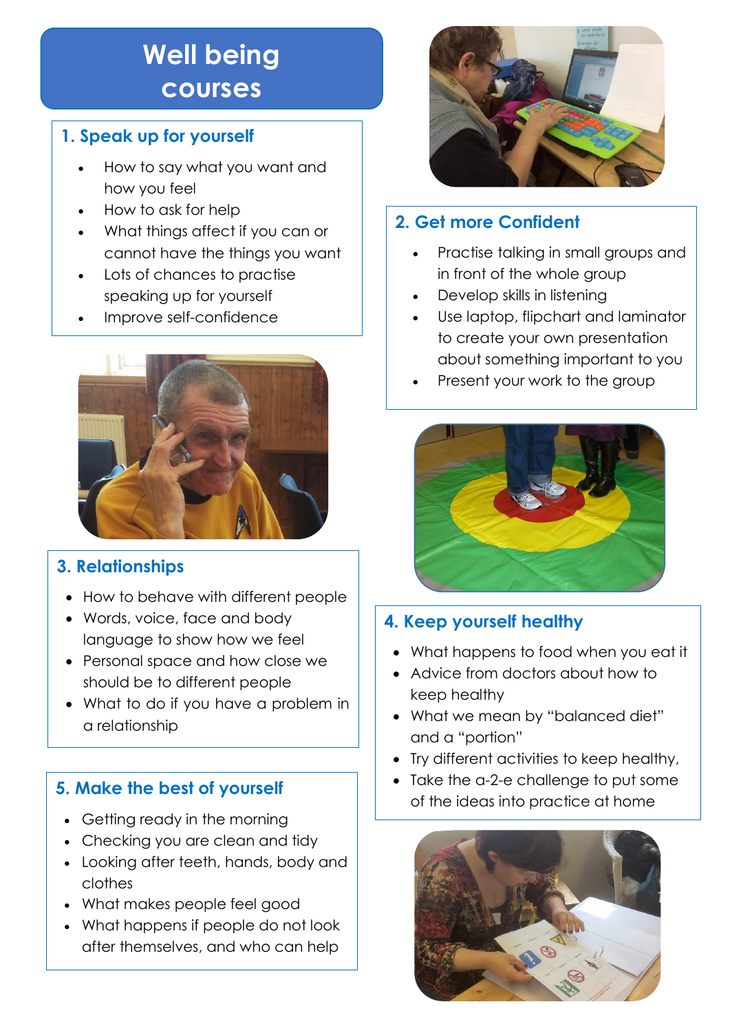# Well being courses

## 1. Speak up for yourself

- How to say what you want and how you feel
- How to ask for help
- What things affect if you can or cannot have the things you want
- Lots of chances to practise speaking up for yourself
- Improve self-confidence

## 2. Get more Confident

- Practise talking in small groups and in front of the whole group
- Develop skills in listening
- Use laptop, flipchart and laminator to create your own presentation about something important to you
- Present your work to the group

## 3. Relationships

- How to behave with different people
- Words, voice, face and body language to show how we feel
- Personal space and how close we should be to different people
- What to do if you have a problem in a relationship

## 4. Keep yourself healthy

- What happens to food when you eat it
- Advice from doctors about how to keep healthy
- What we mean by "balanced diet" and a "portion"
- Try different activities to keep healthy,
- Take the a-2-e challenge to put some of the ideas into practice at home

## 5. Make the best of yourself

- Getting ready in the morning
- Checking you are clean and tidy
- Looking after teeth, hands, body and clothes
- What makes people feel good
- What happens if people do not look after themselves, and who can help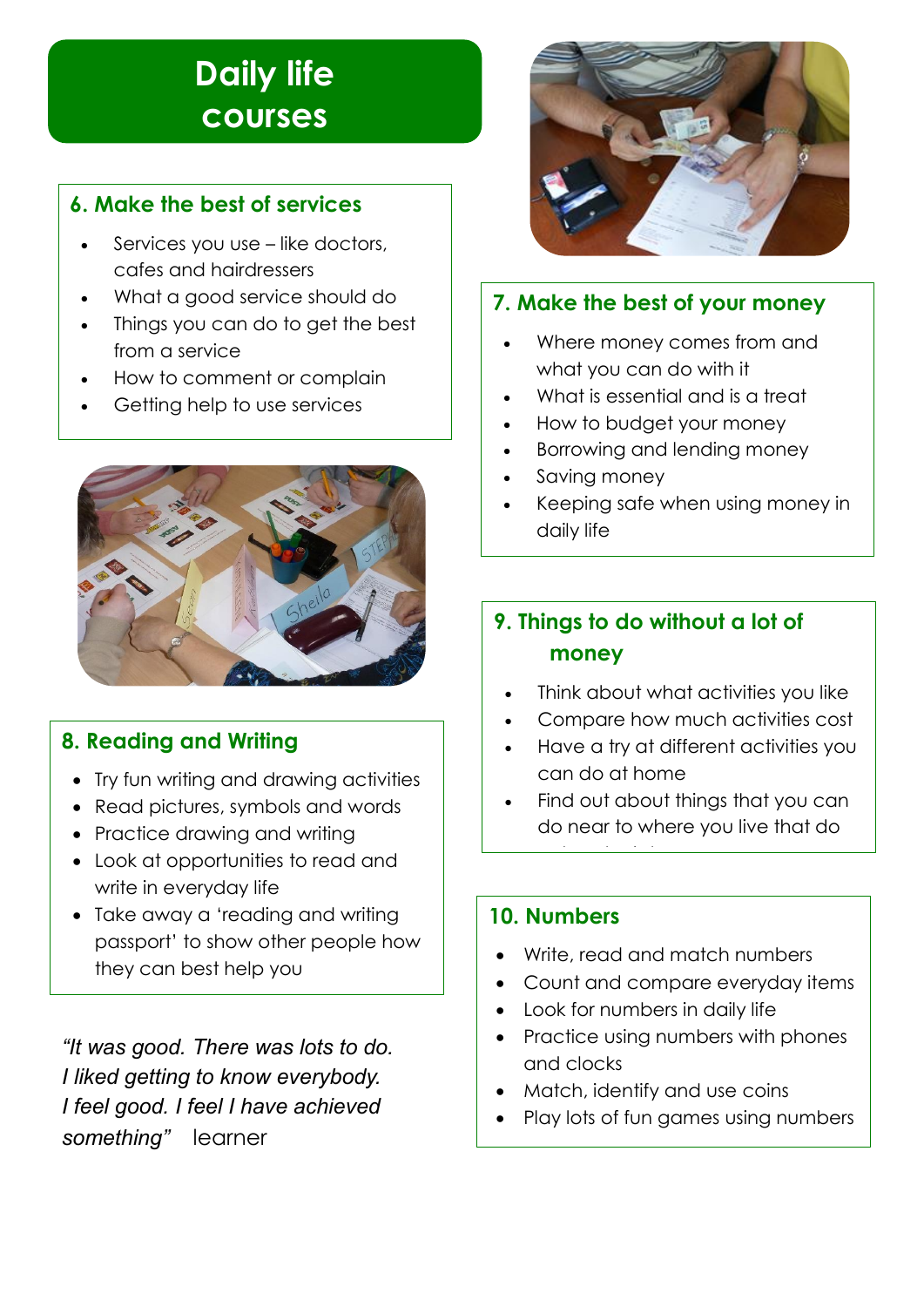# Daily life courses

## 6. Make the best of services

- Services you use – like doctors, cafes and hairdressers
- What a good service should do
- Things you can do to get the best from a service
- How to comment or complain
- Getting help to use services

## 8. Reading and Writing

- Try fun writing and drawing activities
- Read pictures, symbols and words
- Practice drawing and writing
- Look at opportunities to read and write in everyday life
- Take away a 'reading and writing passport' to show other people how they can best help you

*"It was good. There was lots to do. I liked getting to know everybody. I feel good. I feel I have achieved something"* learner

## 7. Make the best of your money

- Where money comes from and what you can do with it
- What is essential and is a treat
- How to budget your money
- Borrowing and lending money
- Saving money
- Keeping safe when using money in daily life

## 9. Things to do without a lot of money

- Think about what activities you like
- Compare how much activities cost
- Have a try at different activities you can do at home
- Find out about things that you can do near to where you live that do

## 10. Numbers

- Write, read and match numbers
- Count and compare everyday items
- Look for numbers in daily life
- Practice using numbers with phones and clocks
- Match, identify and use coins
- Play lots of fun games using numbers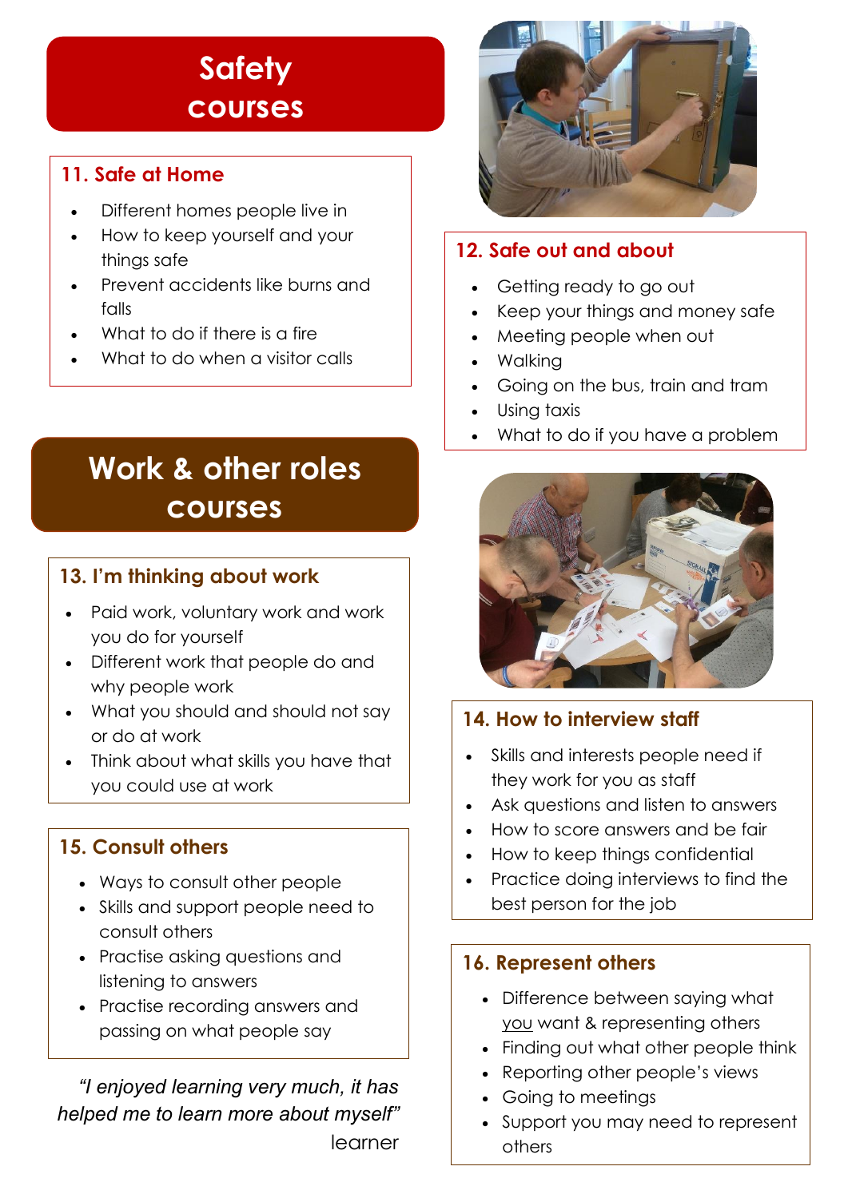# Safety courses

## 11. Safe at Home

- Different homes people live in
- How to keep yourself and your things safe
- Prevent accidents like burns and falls
- What to do if there is a fire
- What to do when a visitor calls

## 12. Safe out and about

- Getting ready to go out
- Keep your things and money safe
- Meeting people when out
- Walking
- Going on the bus, train and tram
- Using taxis
- What to do if you have a problem

# Work & other roles courses

## 13. I'm thinking about work

- Paid work, voluntary work and work you do for yourself
- Different work that people do and why people work
- What you should and should not say or do at work
- Think about what skills you have that you could use at work

## 14. How to interview staff

- Skills and interests people need if they work for you as staff
- Ask questions and listen to answers
- How to score answers and be fair
- How to keep things confidential
- Practice doing interviews to find the best person for the job

## 15. Consult others

- Ways to consult other people
- Skills and support people need to consult others
- Practise asking questions and listening to answers
- Practise recording answers and passing on what people say

## 16. Represent others

- Difference between saying what <u>you</u> want & representing others
- Finding out what other people think
- Reporting other people's views
- Going to meetings
- Support you may need to represent others

*"I enjoyed learning very much, it has helped me to learn more about myself"*
learner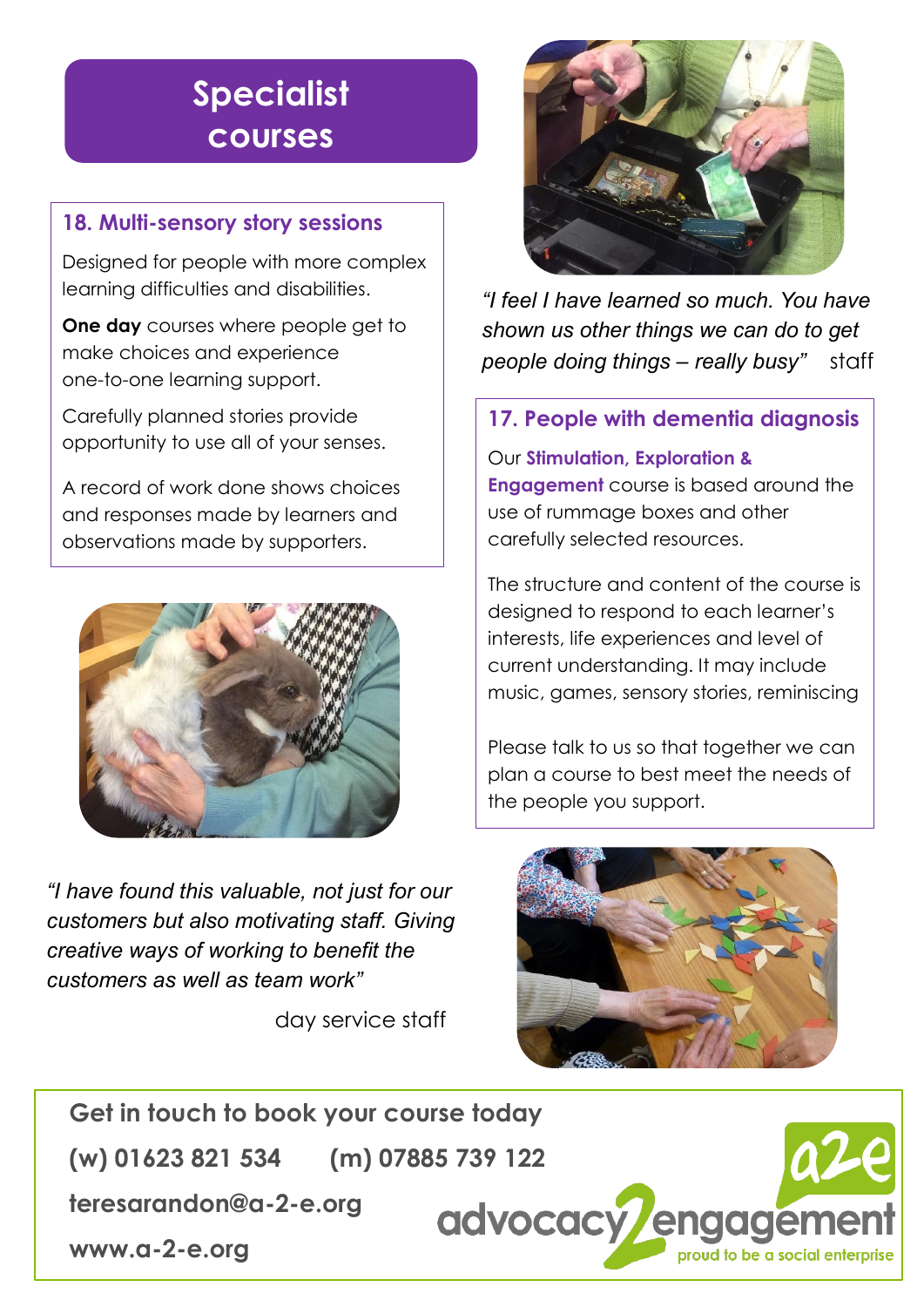# Specialist courses

## 18. Multi-sensory story sessions

Designed for people with more complex learning difficulties and disabilities.

**One day** courses where people get to make choices and experience one-to-one learning support.

Carefully planned stories provide opportunity to use all of your senses.

A record of work done shows choices and responses made by learners and observations made by supporters.

*"I have found this valuable, not just for our customers but also motivating staff. Giving creative ways of working to benefit the customers as well as team work"*

day service staff

*"I feel I have learned so much. You have shown us other things we can do to get people doing things – really busy"* staff

## 17. People with dementia diagnosis

Our **Stimulation, Exploration & Engagement** course is based around the use of rummage boxes and other carefully selected resources.

The structure and content of the course is designed to respond to each learner's interests, life experiences and level of current understanding. It may include music, games, sensory stories, reminiscing

Please talk to us so that together we can plan a course to best meet the needs of the people you support.

**Get in touch to book your course today**

**(w) 01623 821 534 (m) 07885 739 122**

**teresarandon@a-2-e.org**

**www.a-2-e.org**

a2e advocacy2engagement proud to be a social enterprise